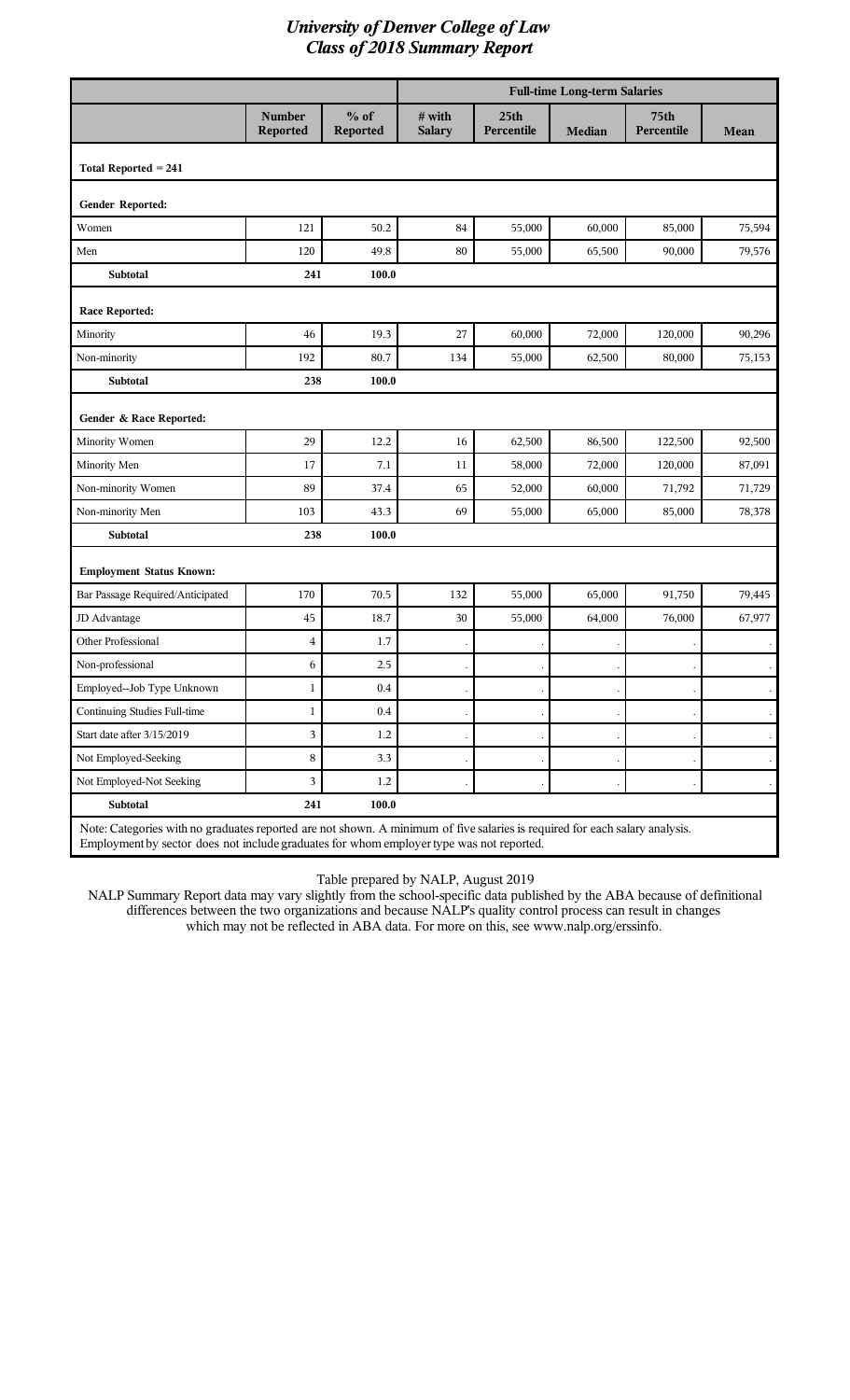# *University of Denver College of Law*
## *Class of 2018 Summary Report*

| | | | Full-time Long-term Salaries | | | | |
|---|---|---|---|---|---|---|---|
| | **Number Reported** | **% of Reported** | **# with Salary** | **25th Percentile** | **Median** | **75th Percentile** | **Mean** |
| **Total Reported = 241** | | | | | | | |
| **Gender Reported:** | | | | | | | |
| Women | 121 | 50.2 | 84 | 55,000 | 60,000 | 85,000 | 75,594 |
| Men | 120 | 49.8 | 80 | 55,000 | 65,500 | 90,000 | 79,576 |
| **Subtotal** | **241** | **100.0** | | | | | |
| **Race Reported:** | | | | | | | |
| Minority | 46 | 19.3 | 27 | 60,000 | 72,000 | 120,000 | 90,296 |
| Non-minority | 192 | 80.7 | 134 | 55,000 | 62,500 | 80,000 | 75,153 |
| **Subtotal** | **238** | **100.0** | | | | | |
| **Gender & Race Reported:** | | | | | | | |
| Minority Women | 29 | 12.2 | 16 | 62,500 | 86,500 | 122,500 | 92,500 |
| Minority Men | 17 | 7.1 | 11 | 58,000 | 72,000 | 120,000 | 87,091 |
| Non-minority Women | 89 | 37.4 | 65 | 52,000 | 60,000 | 71,792 | 71,729 |
| Non-minority Men | 103 | 43.3 | 69 | 55,000 | 65,000 | 85,000 | 78,378 |
| **Subtotal** | **238** | **100.0** | | | | | |
| **Employment Status Known:** | | | | | | | |
| Bar Passage Required/Anticipated | 170 | 70.5 | 132 | 55,000 | 65,000 | 91,750 | 79,445 |
| JD Advantage | 45 | 18.7 | 30 | 55,000 | 64,000 | 76,000 | 67,977 |
| Other Professional | 4 | 1.7 | . | . | . | . | . |
| Non-professional | 6 | 2.5 | . | . | . | . | . |
| Employed--Job Type Unknown | 1 | 0.4 | . | . | . | . | . |
| Continuing Studies Full-time | 1 | 0.4 | . | . | . | . | . |
| Start date after 3/15/2019 | 3 | 1.2 | . | . | . | . | . |
| Not Employed-Seeking | 8 | 3.3 | . | . | . | . | . |
| Not Employed-Not Seeking | 3 | 1.2 | . | . | . | . | . |
| **Subtotal** | **241** | **100.0** | | | | | |

Note: Categories with no graduates reported are not shown. A minimum of five salaries is required for each salary analysis. Employment by sector does not include graduates for whom employer type was not reported.

Table prepared by NALP, August 2019

NALP Summary Report data may vary slightly from the school-specific data published by the ABA because of definitional differences between the two organizations and because NALP's quality control process can result in changes which may not be reflected in ABA data. For more on this, see www.nalp.org/erssinfo.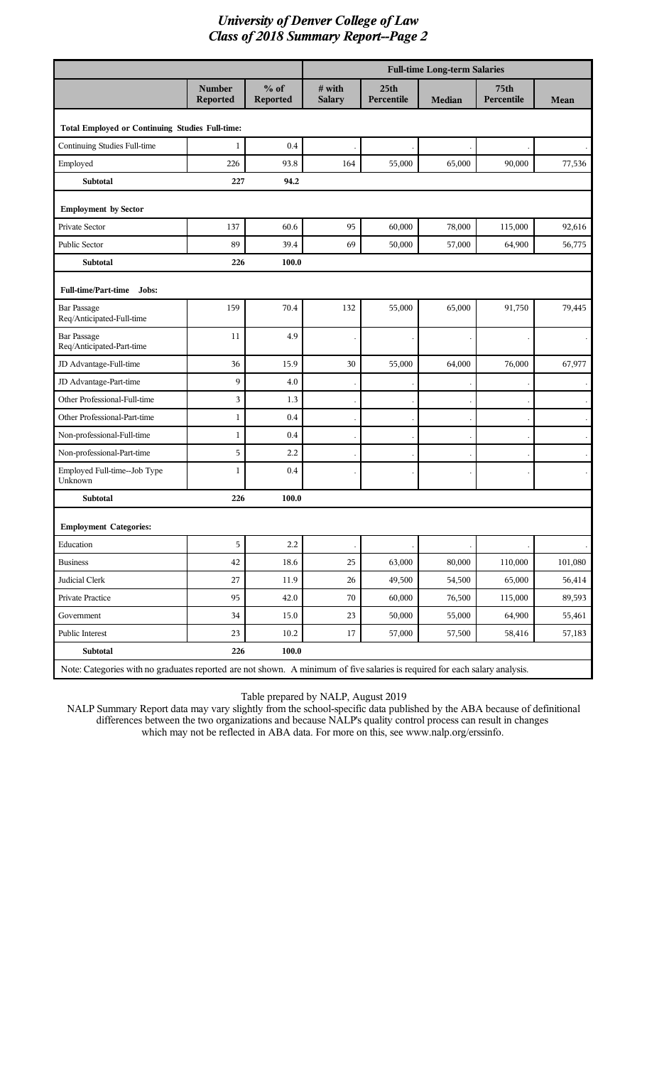# *University of Denver College of Law*
## *Class of 2018 Summary Report--Page 2*

| | Number Reported | % of Reported | Full-time Long-term Salaries | | | | |
|---|---|---|---|---|---|---|---|
| | | | # with Salary | 25th Percentile | Median | 75th Percentile | Mean |
| **Total Employed or Continuing Studies Full-time:** | | | | | | | |
| Continuing Studies Full-time | 1 | 0.4 | . | . | . | . | . |
| Employed | 226 | 93.8 | 164 | 55,000 | 65,000 | 90,000 | 77,536 |
| **Subtotal** | **227** | **94.2** | | | | | |
| **Employment by Sector** | | | | | | | |
| Private Sector | 137 | 60.6 | 95 | 60,000 | 78,000 | 115,000 | 92,616 |
| Public Sector | 89 | 39.4 | 69 | 50,000 | 57,000 | 64,900 | 56,775 |
| **Subtotal** | **226** | **100.0** | | | | | |
| **Full-time/Part-time Jobs:** | | | | | | | |
| Bar Passage Req/Anticipated-Full-time | 159 | 70.4 | 132 | 55,000 | 65,000 | 91,750 | 79,445 |
| Bar Passage Req/Anticipated-Part-time | 11 | 4.9 | . | . | . | . | . |
| JD Advantage-Full-time | 36 | 15.9 | 30 | 55,000 | 64,000 | 76,000 | 67,977 |
| JD Advantage-Part-time | 9 | 4.0 | . | . | . | . | . |
| Other Professional-Full-time | 3 | 1.3 | . | . | . | . | . |
| Other Professional-Part-time | 1 | 0.4 | . | . | . | . | . |
| Non-professional-Full-time | 1 | 0.4 | . | . | . | . | . |
| Non-professional-Part-time | 5 | 2.2 | . | . | . | . | . |
| Employed Full-time--Job Type Unknown | 1 | 0.4 | . | . | . | . | . |
| **Subtotal** | **226** | **100.0** | | | | | |
| **Employment Categories:** | | | | | | | |
| Education | 5 | 2.2 | . | . | . | . | . |
| Business | 42 | 18.6 | 25 | 63,000 | 80,000 | 110,000 | 101,080 |
| Judicial Clerk | 27 | 11.9 | 26 | 49,500 | 54,500 | 65,000 | 56,414 |
| Private Practice | 95 | 42.0 | 70 | 60,000 | 76,500 | 115,000 | 89,593 |
| Government | 34 | 15.0 | 23 | 50,000 | 55,000 | 64,900 | 55,461 |
| Public Interest | 23 | 10.2 | 17 | 57,000 | 57,500 | 58,416 | 57,183 |
| **Subtotal** | **226** | **100.0** | | | | | |

Note: Categories with no graduates reported are not shown. A minimum of five salaries is required for each salary analysis.

Table prepared by NALP, August 2019

NALP Summary Report data may vary slightly from the school-specific data published by the ABA because of definitional differences between the two organizations and because NALP's quality control process can result in changes which may not be reflected in ABA data. For more on this, see www.nalp.org/erssinfo.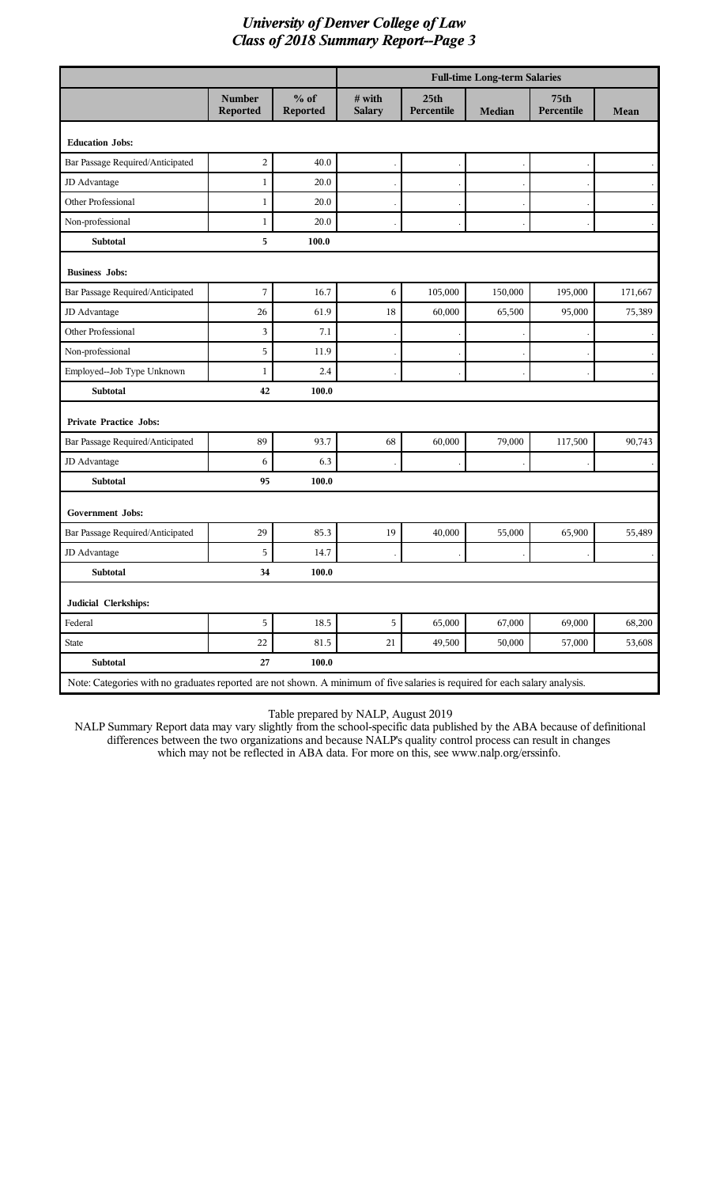# University of Denver College of Law
## Class of 2018 Summary Report--Page 3

| | Number Reported | % of Reported | Full-time Long-term Salaries | | | | |
|---|---|---|---|---|---|---|---|
| | | | # with Salary | 25th Percentile | Median | 75th Percentile | Mean |
| **Education Jobs:** | | | | | | | |
| Bar Passage Required/Anticipated | 2 | 40.0 | . | . | . | . | . |
| JD Advantage | 1 | 20.0 | . | . | . | . | . |
| Other Professional | 1 | 20.0 | . | . | . | . | . |
| Non-professional | 1 | 20.0 | . | . | . | . | . |
| **Subtotal** | **5** | **100.0** | | | | | |
| **Business Jobs:** | | | | | | | |
| Bar Passage Required/Anticipated | 7 | 16.7 | 6 | 105,000 | 150,000 | 195,000 | 171,667 |
| JD Advantage | 26 | 61.9 | 18 | 60,000 | 65,500 | 95,000 | 75,389 |
| Other Professional | 3 | 7.1 | . | . | . | . | . |
| Non-professional | 5 | 11.9 | . | . | . | . | . |
| Employed--Job Type Unknown | 1 | 2.4 | . | . | . | . | . |
| **Subtotal** | **42** | **100.0** | | | | | |
| **Private Practice Jobs:** | | | | | | | |
| Bar Passage Required/Anticipated | 89 | 93.7 | 68 | 60,000 | 79,000 | 117,500 | 90,743 |
| JD Advantage | 6 | 6.3 | . | . | . | . | . |
| **Subtotal** | **95** | **100.0** | | | | | |
| **Government Jobs:** | | | | | | | |
| Bar Passage Required/Anticipated | 29 | 85.3 | 19 | 40,000 | 55,000 | 65,900 | 55,489 |
| JD Advantage | 5 | 14.7 | . | . | . | . | . |
| **Subtotal** | **34** | **100.0** | | | | | |
| **Judicial Clerkships:** | | | | | | | |
| Federal | 5 | 18.5 | 5 | 65,000 | 67,000 | 69,000 | 68,200 |
| State | 22 | 81.5 | 21 | 49,500 | 50,000 | 57,000 | 53,608 |
| **Subtotal** | **27** | **100.0** | | | | | |

Note: Categories with no graduates reported are not shown. A minimum of five salaries is required for each salary analysis.

Table prepared by NALP, August 2019

NALP Summary Report data may vary slightly from the school-specific data published by the ABA because of definitional differences between the two organizations and because NALP's quality control process can result in changes which may not be reflected in ABA data. For more on this, see www.nalp.org/erssinfo.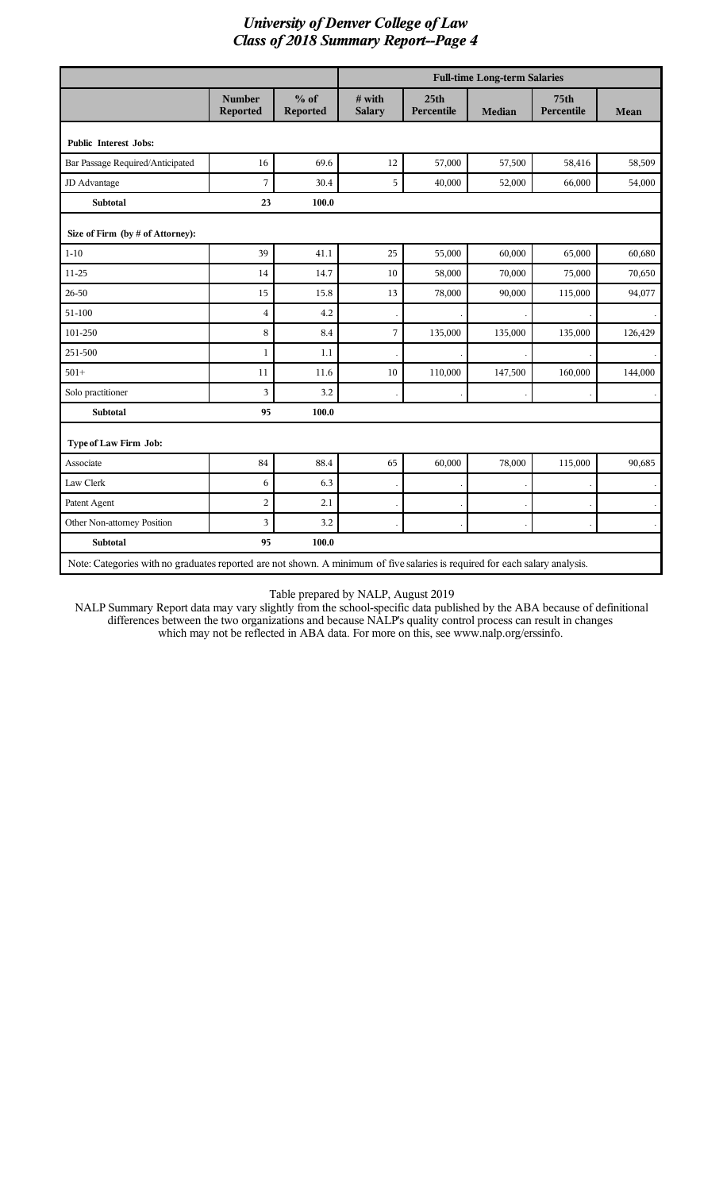# University of Denver College of Law
## Class of 2018 Summary Report--Page 4

| | Number Reported | % of Reported | Full-time Long-term Salaries | | | | |
|---|---|---|---|---|---|---|---|
| | | | # with Salary | 25th Percentile | Median | 75th Percentile | Mean |
| **Public Interest Jobs:** | | | | | | | |
| Bar Passage Required/Anticipated | 16 | 69.6 | 12 | 57,000 | 57,500 | 58,416 | 58,509 |
| JD Advantage | 7 | 30.4 | 5 | 40,000 | 52,000 | 66,000 | 54,000 |
| **Subtotal** | **23** | **100.0** | | | | | |
| **Size of Firm (by # of Attorney):** | | | | | | | |
| 1-10 | 39 | 41.1 | 25 | 55,000 | 60,000 | 65,000 | 60,680 |
| 11-25 | 14 | 14.7 | 10 | 58,000 | 70,000 | 75,000 | 70,650 |
| 26-50 | 15 | 15.8 | 13 | 78,000 | 90,000 | 115,000 | 94,077 |
| 51-100 | 4 | 4.2 | . | . | . | . | . |
| 101-250 | 8 | 8.4 | 7 | 135,000 | 135,000 | 135,000 | 126,429 |
| 251-500 | 1 | 1.1 | . | . | . | . | . |
| 501+ | 11 | 11.6 | 10 | 110,000 | 147,500 | 160,000 | 144,000 |
| Solo practitioner | 3 | 3.2 | . | . | . | . | . |
| **Subtotal** | **95** | **100.0** | | | | | |
| **Type of Law Firm Job:** | | | | | | | |
| Associate | 84 | 88.4 | 65 | 60,000 | 78,000 | 115,000 | 90,685 |
| Law Clerk | 6 | 6.3 | . | . | . | . | . |
| Patent Agent | 2 | 2.1 | . | . | . | . | . |
| Other Non-attorney Position | 3 | 3.2 | . | . | . | . | . |
| **Subtotal** | **95** | **100.0** | | | | | |

Note: Categories with no graduates reported are not shown. A minimum of five salaries is required for each salary analysis.

Table prepared by NALP, August 2019

NALP Summary Report data may vary slightly from the school-specific data published by the ABA because of definitional differences between the two organizations and because NALP's quality control process can result in changes which may not be reflected in ABA data. For more on this, see www.nalp.org/erssinfo.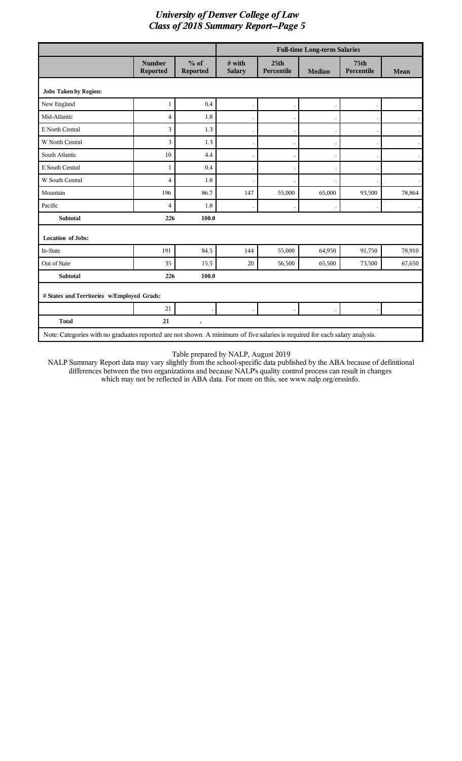# *University of Denver College of Law*
## *Class of 2018 Summary Report--Page 5*

| | | | Full-time Long-term Salaries | | | | |
|---|---|---|---|---|---|---|---|
| | Number Reported | % of Reported | # with Salary | 25th Percentile | Median | 75th Percentile | Mean |
| **Jobs Taken by Region:** | | | | | | | |
| New England | 1 | 0.4 | . | . | . | . | . |
| Mid-Atlantic | 4 | 1.8 | . | . | . | . | . |
| E North Central | 3 | 1.3 | . | . | . | . | . |
| W North Central | 3 | 1.3 | . | . | . | . | . |
| South Atlantic | 10 | 4.4 | . | . | . | . | . |
| E South Central | 1 | 0.4 | . | . | . | . | . |
| W South Central | 4 | 1.8 | . | . | . | . | . |
| Mountain | 196 | 86.7 | 147 | 55,000 | 65,000 | 93,500 | 78,864 |
| Pacific | 4 | 1.8 | . | . | . | . | . |
| **Subtotal** | **226** | **100.0** | | | | | |
| **Location of Jobs:** | | | | | | | |
| In-State | 191 | 84.5 | 144 | 55,000 | 64,950 | 91,750 | 78,910 |
| Out of State | 35 | 15.5 | 20 | 56,500 | 65,500 | 73,500 | 67,650 |
| **Subtotal** | **226** | **100.0** | | | | | |
| **# States and Territories w/Employed Grads:** | | | | | | | |
| | 21 | . | . | . | . | . | . |
| **Total** | **21** | **.** | | | | | |

Note: Categories with no graduates reported are not shown. A minimum of five salaries is required for each salary analysis.

Table prepared by NALP, August 2019

NALP Summary Report data may vary slightly from the school-specific data published by the ABA because of definitional differences between the two organizations and because NALP's quality control process can result in changes which may not be reflected in ABA data. For more on this, see www.nalp.org/erssinfo.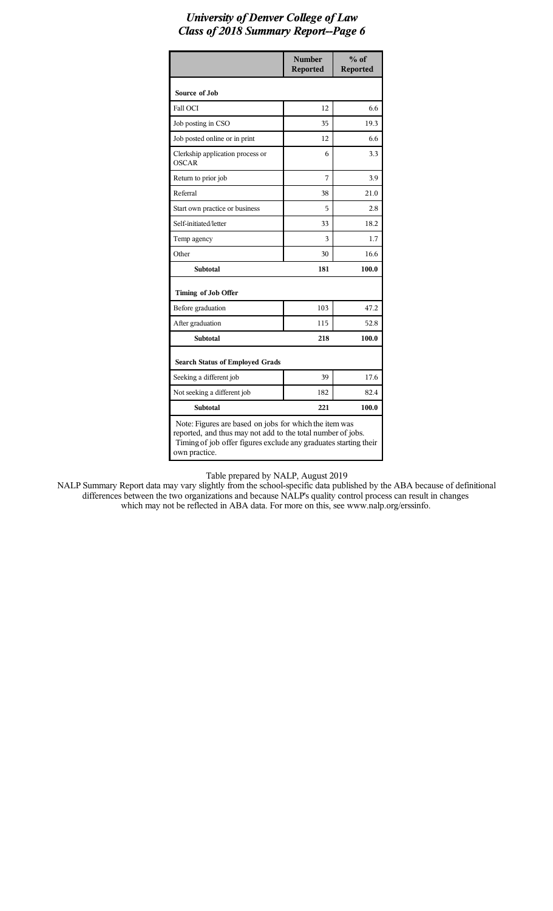# University of Denver College of Law
## Class of 2018 Summary Report--Page 6

| | Number Reported | % of Reported |
|---|---|---|
| **Source of Job** | | |
| Fall OCI | 12 | 6.6 |
| Job posting in CSO | 35 | 19.3 |
| Job posted online or in print | 12 | 6.6 |
| Clerkship application process or OSCAR | 6 | 3.3 |
| Return to prior job | 7 | 3.9 |
| Referral | 38 | 21.0 |
| Start own practice or business | 5 | 2.8 |
| Self-initiated/letter | 33 | 18.2 |
| Temp agency | 3 | 1.7 |
| Other | 30 | 16.6 |
| **Subtotal** | **181** | **100.0** |
| **Timing of Job Offer** | | |
| Before graduation | 103 | 47.2 |
| After graduation | 115 | 52.8 |
| **Subtotal** | **218** | **100.0** |
| **Search Status of Employed Grads** | | |
| Seeking a different job | 39 | 17.6 |
| Not seeking a different job | 182 | 82.4 |
| **Subtotal** | **221** | **100.0** |

Note: Figures are based on jobs for which the item was reported, and thus may not add to the total number of jobs. Timing of job offer figures exclude any graduates starting their own practice.

Table prepared by NALP, August 2019

NALP Summary Report data may vary slightly from the school-specific data published by the ABA because of definitional differences between the two organizations and because NALP's quality control process can result in changes which may not be reflected in ABA data. For more on this, see www.nalp.org/erssinfo.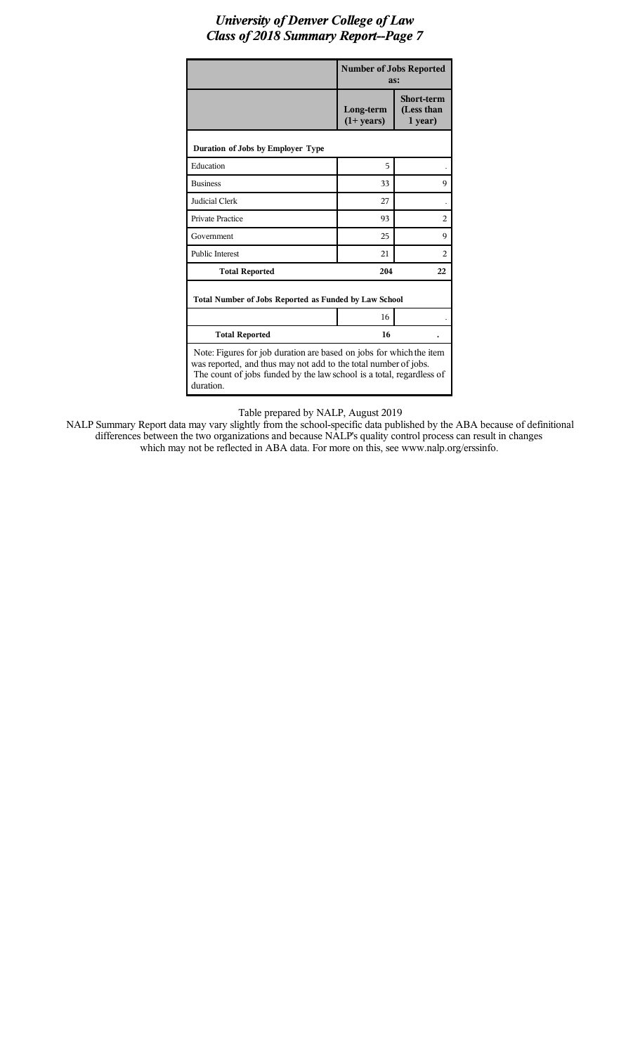# *University of Denver College of Law*
## *Class of 2018 Summary Report--Page 7*

| | Number of Jobs Reported as: | |
|---|---|---|
| | Long-term (1+ years) | Short-term (Less than 1 year) |
| **Duration of Jobs by Employer Type** | | |
| Education | 5 | . |
| Business | 33 | 9 |
| Judicial Clerk | 27 | . |
| Private Practice | 93 | 2 |
| Government | 25 | 9 |
| Public Interest | 21 | 2 |
| **Total Reported** | **204** | **22** |
| **Total Number of Jobs Reported as Funded by Law School** | | |
| | 16 | . |
| **Total Reported** | **16** | **.** |

Note: Figures for job duration are based on jobs for which the item was reported, and thus may not add to the total number of jobs. The count of jobs funded by the law school is a total, regardless of duration.

Table prepared by NALP, August 2019

NALP Summary Report data may vary slightly from the school-specific data published by the ABA because of definitional differences between the two organizations and because NALP's quality control process can result in changes which may not be reflected in ABA data. For more on this, see www.nalp.org/erssinfo.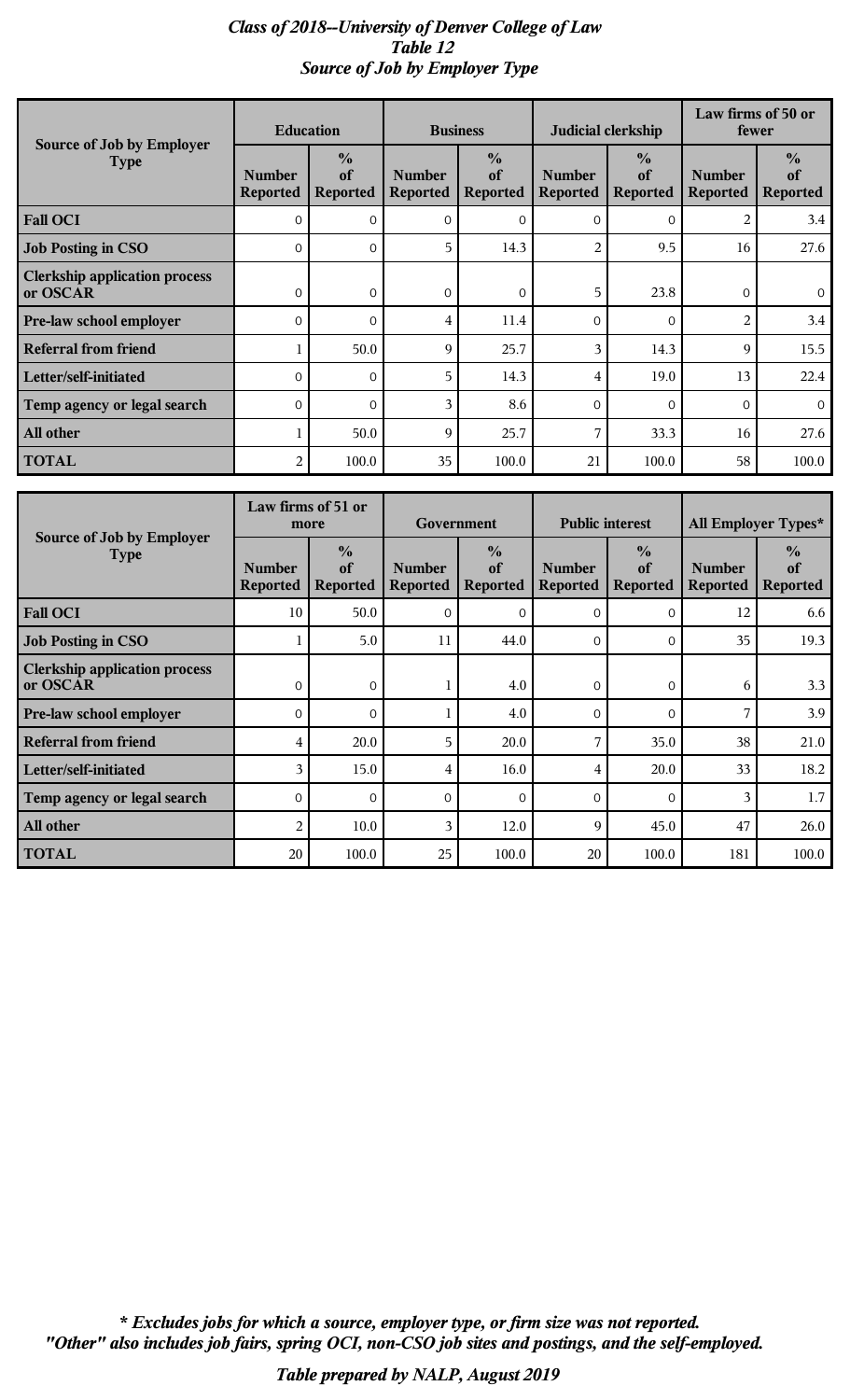# *Class of 2018--University of Denver College of Law*
## *Table 12*
## *Source of Job by Employer Type*

| Source of Job by Employer Type | Education | | Business | | Judicial clerkship | | Law firms of 50 or fewer | |
|---|---|---|---|---|---|---|---|---|
| | Number Reported | % of Reported | Number Reported | % of Reported | Number Reported | % of Reported | Number Reported | % of Reported |
| **Fall OCI** | 0 | 0 | 0 | 0 | 0 | 0 | 2 | 3.4 |
| **Job Posting in CSO** | 0 | 0 | 5 | 14.3 | 2 | 9.5 | 16 | 27.6 |
| **Clerkship application process or OSCAR** | 0 | 0 | 0 | 0 | 5 | 23.8 | 0 | 0 |
| **Pre-law school employer** | 0 | 0 | 4 | 11.4 | 0 | 0 | 2 | 3.4 |
| **Referral from friend** | 1 | 50.0 | 9 | 25.7 | 3 | 14.3 | 9 | 15.5 |
| **Letter/self-initiated** | 0 | 0 | 5 | 14.3 | 4 | 19.0 | 13 | 22.4 |
| **Temp agency or legal search** | 0 | 0 | 3 | 8.6 | 0 | 0 | 0 | 0 |
| **All other** | 1 | 50.0 | 9 | 25.7 | 7 | 33.3 | 16 | 27.6 |
| **TOTAL** | 2 | 100.0 | 35 | 100.0 | 21 | 100.0 | 58 | 100.0 |

| Source of Job by Employer Type | Law firms of 51 or more | | Government | | Public interest | | All Employer Types* | |
|---|---|---|---|---|---|---|---|---|
| | Number Reported | % of Reported | Number Reported | % of Reported | Number Reported | % of Reported | Number Reported | % of Reported |
| **Fall OCI** | 10 | 50.0 | 0 | 0 | 0 | 0 | 12 | 6.6 |
| **Job Posting in CSO** | 1 | 5.0 | 11 | 44.0 | 0 | 0 | 35 | 19.3 |
| **Clerkship application process or OSCAR** | 0 | 0 | 1 | 4.0 | 0 | 0 | 6 | 3.3 |
| **Pre-law school employer** | 0 | 0 | 1 | 4.0 | 0 | 0 | 7 | 3.9 |
| **Referral from friend** | 4 | 20.0 | 5 | 20.0 | 7 | 35.0 | 38 | 21.0 |
| **Letter/self-initiated** | 3 | 15.0 | 4 | 16.0 | 4 | 20.0 | 33 | 18.2 |
| **Temp agency or legal search** | 0 | 0 | 0 | 0 | 0 | 0 | 3 | 1.7 |
| **All other** | 2 | 10.0 | 3 | 12.0 | 9 | 45.0 | 47 | 26.0 |
| **TOTAL** | 20 | 100.0 | 25 | 100.0 | 20 | 100.0 | 181 | 100.0 |

***\* Excludes jobs for which a source, employer type, or firm size was not reported.***
***"Other" also includes job fairs, spring OCI, non-CSO job sites and postings, and the self-employed.***

***Table prepared by NALP, August 2019***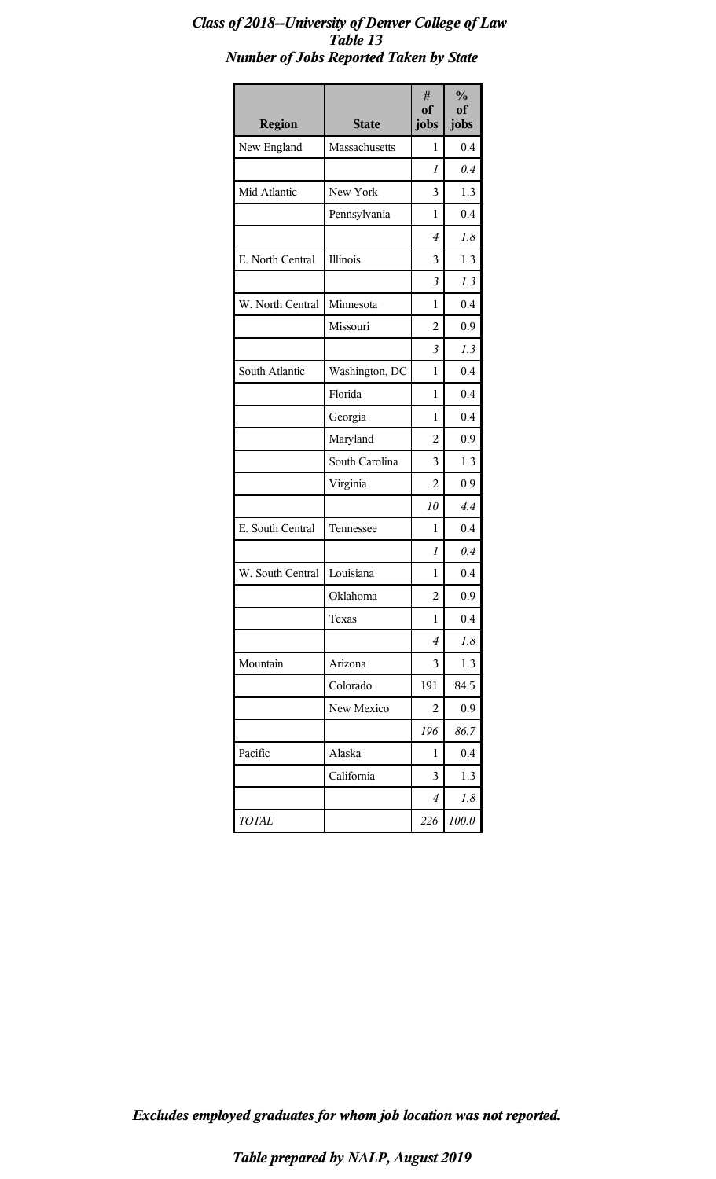***Class of 2018--University of Denver College of Law***
***Table 13***
***Number of Jobs Reported Taken by State***

| Region | State | # of jobs | % of jobs |
|---|---|---|---|
| New England | Massachusetts | 1 | 0.4 |
| | | *1* | *0.4* |
| Mid Atlantic | New York | 3 | 1.3 |
| | Pennsylvania | 1 | 0.4 |
| | | *4* | *1.8* |
| E. North Central | Illinois | 3 | 1.3 |
| | | *3* | *1.3* |
| W. North Central | Minnesota | 1 | 0.4 |
| | Missouri | 2 | 0.9 |
| | | *3* | *1.3* |
| South Atlantic | Washington, DC | 1 | 0.4 |
| | Florida | 1 | 0.4 |
| | Georgia | 1 | 0.4 |
| | Maryland | 2 | 0.9 |
| | South Carolina | 3 | 1.3 |
| | Virginia | 2 | 0.9 |
| | | *10* | *4.4* |
| E. South Central | Tennessee | 1 | 0.4 |
| | | *1* | *0.4* |
| W. South Central | Louisiana | 1 | 0.4 |
| | Oklahoma | 2 | 0.9 |
| | Texas | 1 | 0.4 |
| | | *4* | *1.8* |
| Mountain | Arizona | 3 | 1.3 |
| | Colorado | 191 | 84.5 |
| | New Mexico | 2 | 0.9 |
| | | *196* | *86.7* |
| Pacific | Alaska | 1 | 0.4 |
| | California | 3 | 1.3 |
| | | *4* | *1.8* |
| *TOTAL* | | *226* | *100.0* |

***Excludes employed graduates for whom job location was not reported.***

***Table prepared by NALP, August 2019***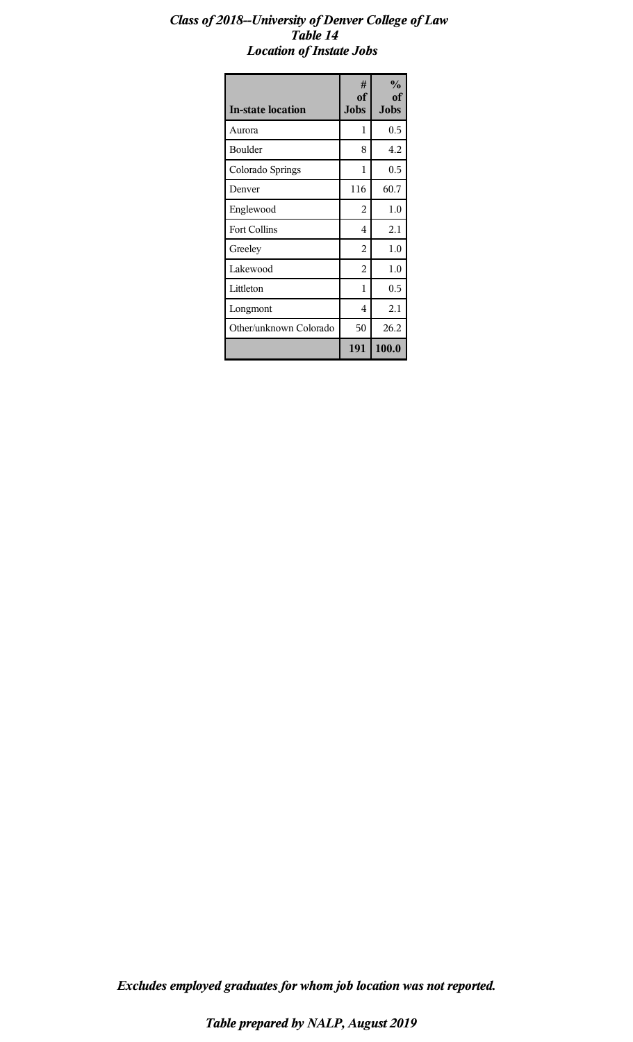***Class of 2018--University of Denver College of Law***
***Table 14***
***Location of Instate Jobs***

| In-state location | # of Jobs | % of Jobs |
|---|---|---|
| Aurora | 1 | 0.5 |
| Boulder | 8 | 4.2 |
| Colorado Springs | 1 | 0.5 |
| Denver | 116 | 60.7 |
| Englewood | 2 | 1.0 |
| Fort Collins | 4 | 2.1 |
| Greeley | 2 | 1.0 |
| Lakewood | 2 | 1.0 |
| Littleton | 1 | 0.5 |
| Longmont | 4 | 2.1 |
| Other/unknown Colorado | 50 | 26.2 |
| | **191** | **100.0** |

***Excludes employed graduates for whom job location was not reported.***

***Table prepared by NALP, August 2019***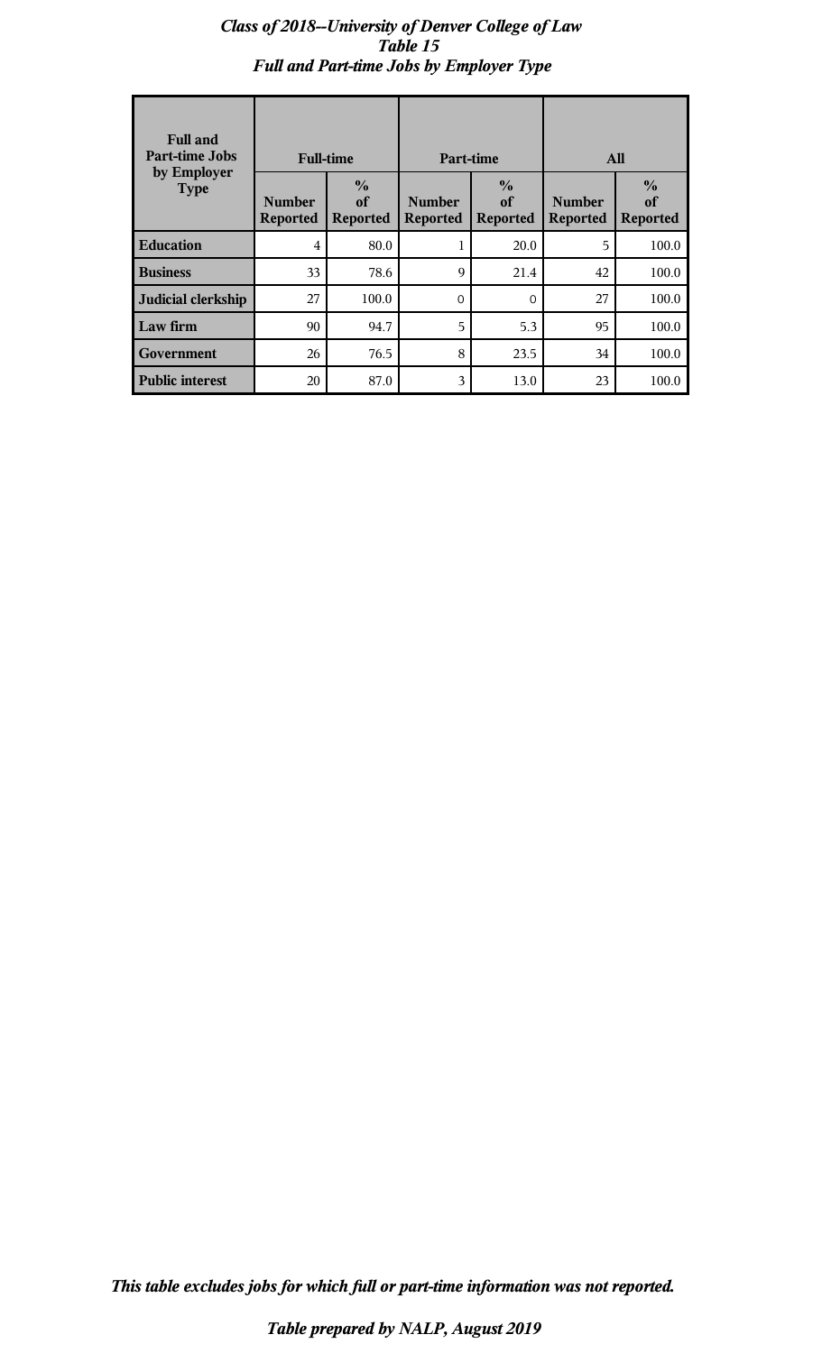*Class of 2018--University of Denver College of Law*
*Table 15*
*Full and Part-time Jobs by Employer Type*

| Full and Part-time Jobs by Employer Type | Full-time | | Part-time | | All | |
|---|---|---|---|---|---|---|
| | Number Reported | % of Reported | Number Reported | % of Reported | Number Reported | % of Reported |
| **Education** | 4 | 80.0 | 1 | 20.0 | 5 | 100.0 |
| **Business** | 33 | 78.6 | 9 | 21.4 | 42 | 100.0 |
| **Judicial clerkship** | 27 | 100.0 | 0 | 0 | 27 | 100.0 |
| **Law firm** | 90 | 94.7 | 5 | 5.3 | 95 | 100.0 |
| **Government** | 26 | 76.5 | 8 | 23.5 | 34 | 100.0 |
| **Public interest** | 20 | 87.0 | 3 | 13.0 | 23 | 100.0 |

***This table excludes jobs for which full or part-time information was not reported.***

***Table prepared by NALP, August 2019***